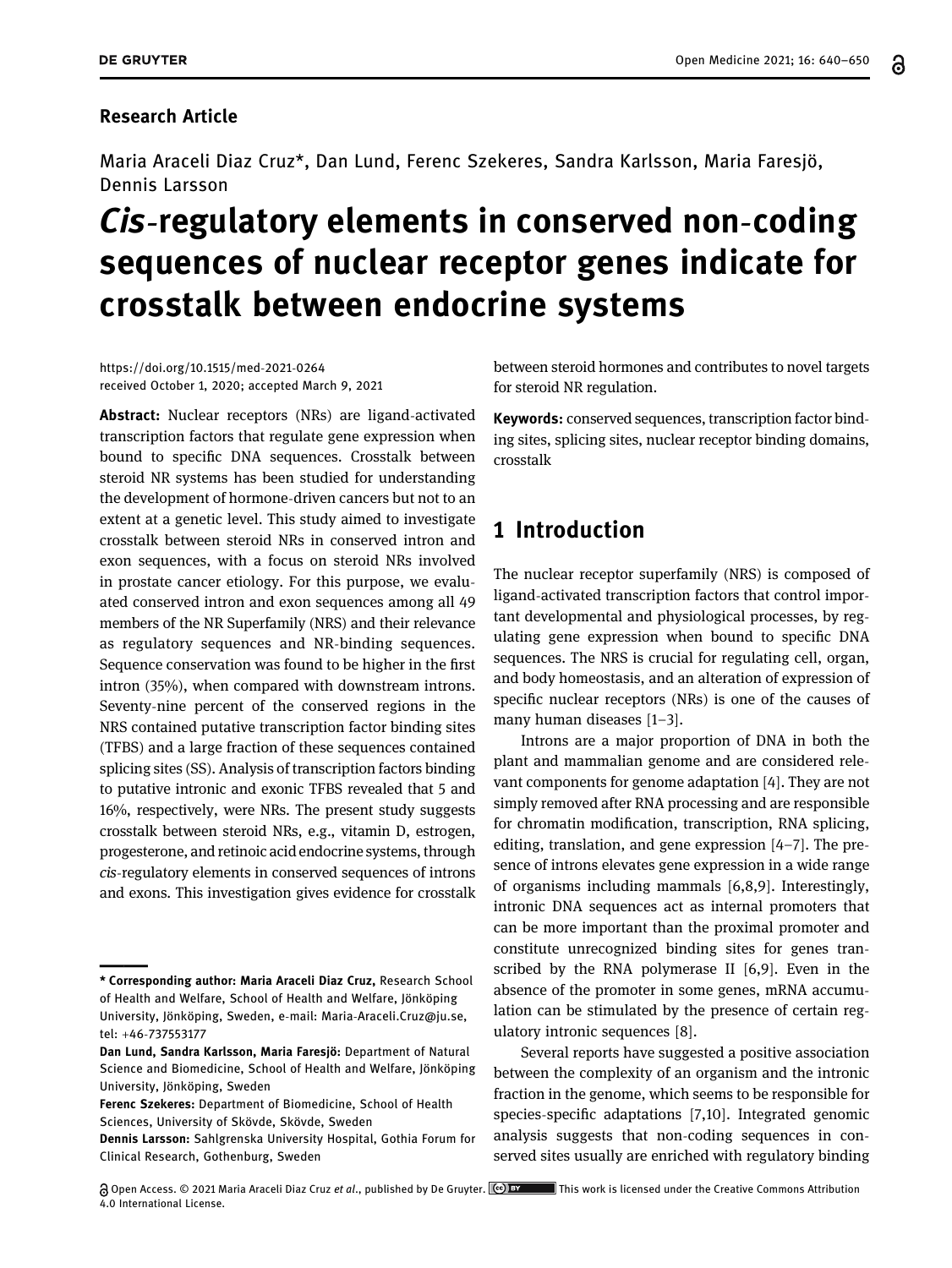Research Article

Maria Araceli Diaz Cruz*, Dan Lund, Ferenc Szekeres, Sandra Karlsson, Maria Faresjö, Dennis Larsson

# *Cis*-regulatory elements in conserved non-coding sequences of nuclear receptor genes indicate for crosstalk between endocrine systems

https://doi.org/10.1515/med-2021-0264
received October 1, 2020; accepted March 9, 2021

**Abstract:** Nuclear receptors (NRs) are ligand-activated transcription factors that regulate gene expression when bound to specific DNA sequences. Crosstalk between steroid NR systems has been studied for understanding the development of hormone-driven cancers but not to an extent at a genetic level. This study aimed to investigate crosstalk between steroid NRs in conserved intron and exon sequences, with a focus on steroid NRs involved in prostate cancer etiology. For this purpose, we evaluated conserved intron and exon sequences among all 49 members of the NR Superfamily (NRS) and their relevance as regulatory sequences and NR-binding sequences. Sequence conservation was found to be higher in the first intron (35%), when compared with downstream introns. Seventy-nine percent of the conserved regions in the NRS contained putative transcription factor binding sites (TFBS) and a large fraction of these sequences contained splicing sites (SS). Analysis of transcription factors binding to putative intronic and exonic TFBS revealed that 5 and 16%, respectively, were NRs. The present study suggests crosstalk between steroid NRs, e.g., vitamin D, estrogen, progesterone, and retinoic acid endocrine systems, through *cis*-regulatory elements in conserved sequences of introns and exons. This investigation gives evidence for crosstalk between steroid hormones and contributes to novel targets for steroid NR regulation.

**Keywords:** conserved sequences, transcription factor binding sites, splicing sites, nuclear receptor binding domains, crosstalk

## 1 Introduction

The nuclear receptor superfamily (NRS) is composed of ligand-activated transcription factors that control important developmental and physiological processes, by regulating gene expression when bound to specific DNA sequences. The NRS is crucial for regulating cell, organ, and body homeostasis, and an alteration of expression of specific nuclear receptors (NRs) is one of the causes of many human diseases [1–3].

Introns are a major proportion of DNA in both the plant and mammalian genome and are considered relevant components for genome adaptation [4]. They are not simply removed after RNA processing and are responsible for chromatin modification, transcription, RNA splicing, editing, translation, and gene expression [4–7]. The presence of introns elevates gene expression in a wide range of organisms including mammals [6,8,9]. Interestingly, intronic DNA sequences act as internal promoters that can be more important than the proximal promoter and constitute unrecognized binding sites for genes transcribed by the RNA polymerase II [6,9]. Even in the absence of the promoter in some genes, mRNA accumulation can be stimulated by the presence of certain regulatory intronic sequences [8].

Several reports have suggested a positive association between the complexity of an organism and the intronic fraction in the genome, which seems to be responsible for species-specific adaptations [7,10]. Integrated genomic analysis suggests that non-coding sequences in conserved sites usually are enriched with regulatory binding

---

**\* Corresponding author: Maria Araceli Diaz Cruz,** Research School of Health and Welfare, School of Health and Welfare, Jönköping University, Jönköping, Sweden, e-mail: Maria-Araceli.Cruz@ju.se, tel: +46-737553177

**Dan Lund, Sandra Karlsson, Maria Faresjö:** Department of Natural Science and Biomedicine, School of Health and Welfare, Jönköping University, Jönköping, Sweden

**Ferenc Szekeres:** Department of Biomedicine, School of Health Sciences, University of Skövde, Skövde, Sweden

**Dennis Larsson:** Sahlgrenska University Hospital, Gothia Forum for Clinical Research, Gothenburg, Sweden

Open Access. © 2021 Maria Araceli Diaz Cruz *et al*., published by De Gruyter. This work is licensed under the Creative Commons Attribution 4.0 International License.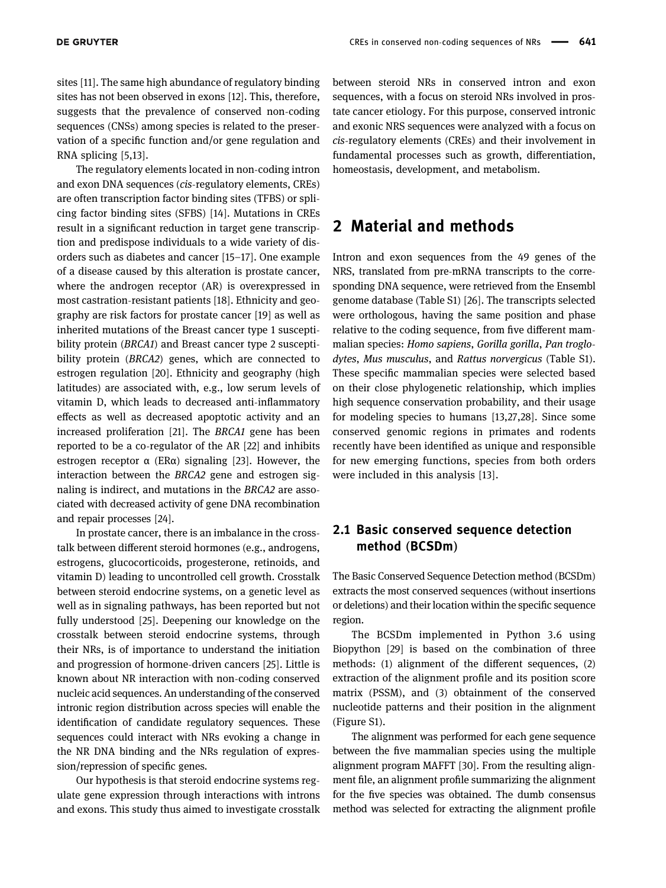sites [11]. The same high abundance of regulatory binding sites has not been observed in exons [12]. This, therefore, suggests that the prevalence of conserved non-coding sequences (CNSs) among species is related to the preservation of a specific function and/or gene regulation and RNA splicing [5,13].

The regulatory elements located in non-coding intron and exon DNA sequences (*cis*-regulatory elements, CREs) are often transcription factor binding sites (TFBS) or splicing factor binding sites (SFBS) [14]. Mutations in CREs result in a significant reduction in target gene transcription and predispose individuals to a wide variety of disorders such as diabetes and cancer [15–17]. One example of a disease caused by this alteration is prostate cancer, where the androgen receptor (AR) is overexpressed in most castration-resistant patients [18]. Ethnicity and geography are risk factors for prostate cancer [19] as well as inherited mutations of the Breast cancer type 1 susceptibility protein (*BRCA1*) and Breast cancer type 2 susceptibility protein (*BRCA2*) genes, which are connected to estrogen regulation [20]. Ethnicity and geography (high latitudes) are associated with, e.g., low serum levels of vitamin D, which leads to decreased anti-inflammatory effects as well as decreased apoptotic activity and an increased proliferation [21]. The *BRCA1* gene has been reported to be a co-regulator of the AR [22] and inhibits estrogen receptor α (ERα) signaling [23]. However, the interaction between the *BRCA2* gene and estrogen signaling is indirect, and mutations in the *BRCA2* are associated with decreased activity of gene DNA recombination and repair processes [24].

In prostate cancer, there is an imbalance in the crosstalk between different steroid hormones (e.g., androgens, estrogens, glucocorticoids, progesterone, retinoids, and vitamin D) leading to uncontrolled cell growth. Crosstalk between steroid endocrine systems, on a genetic level as well as in signaling pathways, has been reported but not fully understood [25]. Deepening our knowledge on the crosstalk between steroid endocrine systems, through their NRs, is of importance to understand the initiation and progression of hormone-driven cancers [25]. Little is known about NR interaction with non-coding conserved nucleic acid sequences. An understanding of the conserved intronic region distribution across species will enable the identification of candidate regulatory sequences. These sequences could interact with NRs evoking a change in the NR DNA binding and the NRs regulation of expression/repression of specific genes.

Our hypothesis is that steroid endocrine systems regulate gene expression through interactions with introns and exons. This study thus aimed to investigate crosstalk between steroid NRs in conserved intron and exon sequences, with a focus on steroid NRs involved in prostate cancer etiology. For this purpose, conserved intronic and exonic NRS sequences were analyzed with a focus on *cis*-regulatory elements (CREs) and their involvement in fundamental processes such as growth, differentiation, homeostasis, development, and metabolism.

## 2 Material and methods

Intron and exon sequences from the 49 genes of the NRS, translated from pre-mRNA transcripts to the corresponding DNA sequence, were retrieved from the Ensembl genome database (Table S1) [26]. The transcripts selected were orthologous, having the same position and phase relative to the coding sequence, from five different mammalian species: *Homo sapiens*, *Gorilla gorilla*, *Pan troglodytes*, *Mus musculus*, and *Rattus norvergicus* (Table S1). These specific mammalian species were selected based on their close phylogenetic relationship, which implies high sequence conservation probability, and their usage for modeling species to humans [13,27,28]. Since some conserved genomic regions in primates and rodents recently have been identified as unique and responsible for new emerging functions, species from both orders were included in this analysis [13].

### 2.1 Basic conserved sequence detection method (BCSDm)

The Basic Conserved Sequence Detection method (BCSDm) extracts the most conserved sequences (without insertions or deletions) and their location within the specific sequence region.

The BCSDm implemented in Python 3.6 using Biopython [29] is based on the combination of three methods: (1) alignment of the different sequences, (2) extraction of the alignment profile and its position score matrix (PSSM), and (3) obtainment of the conserved nucleotide patterns and their position in the alignment (Figure S1).

The alignment was performed for each gene sequence between the five mammalian species using the multiple alignment program MAFFT [30]. From the resulting alignment file, an alignment profile summarizing the alignment for the five species was obtained. The dumb consensus method was selected for extracting the alignment profile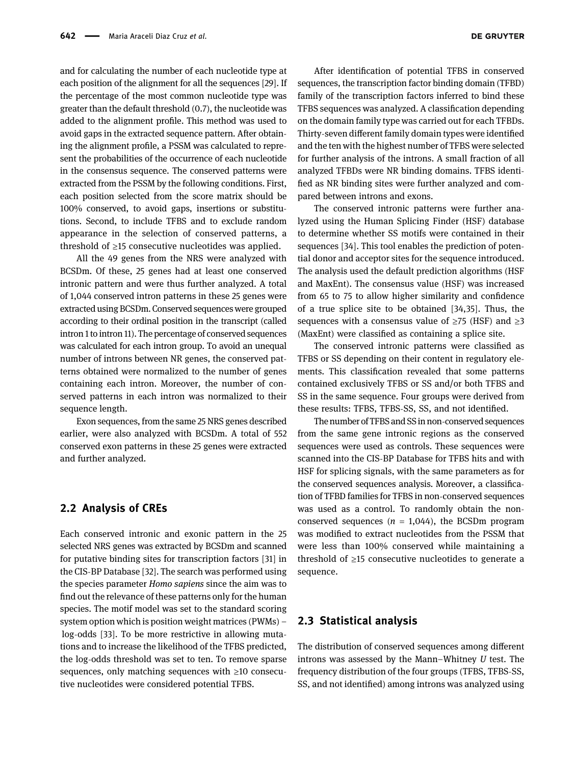and for calculating the number of each nucleotide type at each position of the alignment for all the sequences [29]. If the percentage of the most common nucleotide type was greater than the default threshold (0.7), the nucleotide was added to the alignment profile. This method was used to avoid gaps in the extracted sequence pattern. After obtaining the alignment profile, a PSSM was calculated to represent the probabilities of the occurrence of each nucleotide in the consensus sequence. The conserved patterns were extracted from the PSSM by the following conditions. First, each position selected from the score matrix should be 100% conserved, to avoid gaps, insertions or substitutions. Second, to include TFBS and to exclude random appearance in the selection of conserved patterns, a threshold of ≥15 consecutive nucleotides was applied.

All the 49 genes from the NRS were analyzed with BCSDm. Of these, 25 genes had at least one conserved intronic pattern and were thus further analyzed. A total of 1,044 conserved intron patterns in these 25 genes were extracted using BCSDm. Conserved sequences were grouped according to their ordinal position in the transcript (called intron 1 to intron 11). The percentage of conserved sequences was calculated for each intron group. To avoid an unequal number of introns between NR genes, the conserved patterns obtained were normalized to the number of genes containing each intron. Moreover, the number of conserved patterns in each intron was normalized to their sequence length.

Exon sequences, from the same 25 NRS genes described earlier, were also analyzed with BCSDm. A total of 552 conserved exon patterns in these 25 genes were extracted and further analyzed.

## 2.2 Analysis of CREs

Each conserved intronic and exonic pattern in the 25 selected NRS genes was extracted by BCSDm and scanned for putative binding sites for transcription factors [31] in the CIS-BP Database [32]. The search was performed using the species parameter *Homo sapiens* since the aim was to find out the relevance of these patterns only for the human species. The motif model was set to the standard scoring system option which is position weight matrices (PWMs) – log-odds [33]. To be more restrictive in allowing mutations and to increase the likelihood of the TFBS predicted, the log-odds threshold was set to ten. To remove sparse sequences, only matching sequences with ≥10 consecutive nucleotides were considered potential TFBS.

After identification of potential TFBS in conserved sequences, the transcription factor binding domain (TFBD) family of the transcription factors inferred to bind these TFBS sequences was analyzed. A classification depending on the domain family type was carried out for each TFBDs. Thirty-seven different family domain types were identified and the ten with the highest number of TFBS were selected for further analysis of the introns. A small fraction of all analyzed TFBDs were NR binding domains. TFBS identified as NR binding sites were further analyzed and compared between introns and exons.

The conserved intronic patterns were further analyzed using the Human Splicing Finder (HSF) database to determine whether SS motifs were contained in their sequences [34]. This tool enables the prediction of potential donor and acceptor sites for the sequence introduced. The analysis used the default prediction algorithms (HSF and MaxEnt). The consensus value (HSF) was increased from 65 to 75 to allow higher similarity and confidence of a true splice site to be obtained [34,35]. Thus, the sequences with a consensus value of ≥75 (HSF) and ≥3 (MaxEnt) were classified as containing a splice site.

The conserved intronic patterns were classified as TFBS or SS depending on their content in regulatory elements. This classification revealed that some patterns contained exclusively TFBS or SS and/or both TFBS and SS in the same sequence. Four groups were derived from these results: TFBS, TFBS-SS, SS, and not identified.

The number of TFBS and SS in non-conserved sequences from the same gene intronic regions as the conserved sequences were used as controls. These sequences were scanned into the CIS-BP Database for TFBS hits and with HSF for splicing signals, with the same parameters as for the conserved sequences analysis. Moreover, a classification of TFBD families for TFBS in non-conserved sequences was used as a control. To randomly obtain the non-conserved sequences ($n$ = 1,044), the BCSDm program was modified to extract nucleotides from the PSSM that were less than 100% conserved while maintaining a threshold of ≥15 consecutive nucleotides to generate a sequence.

## 2.3 Statistical analysis

The distribution of conserved sequences among different introns was assessed by the Mann–Whitney $U$ test. The frequency distribution of the four groups (TFBS, TFBS-SS, SS, and not identified) among introns was analyzed using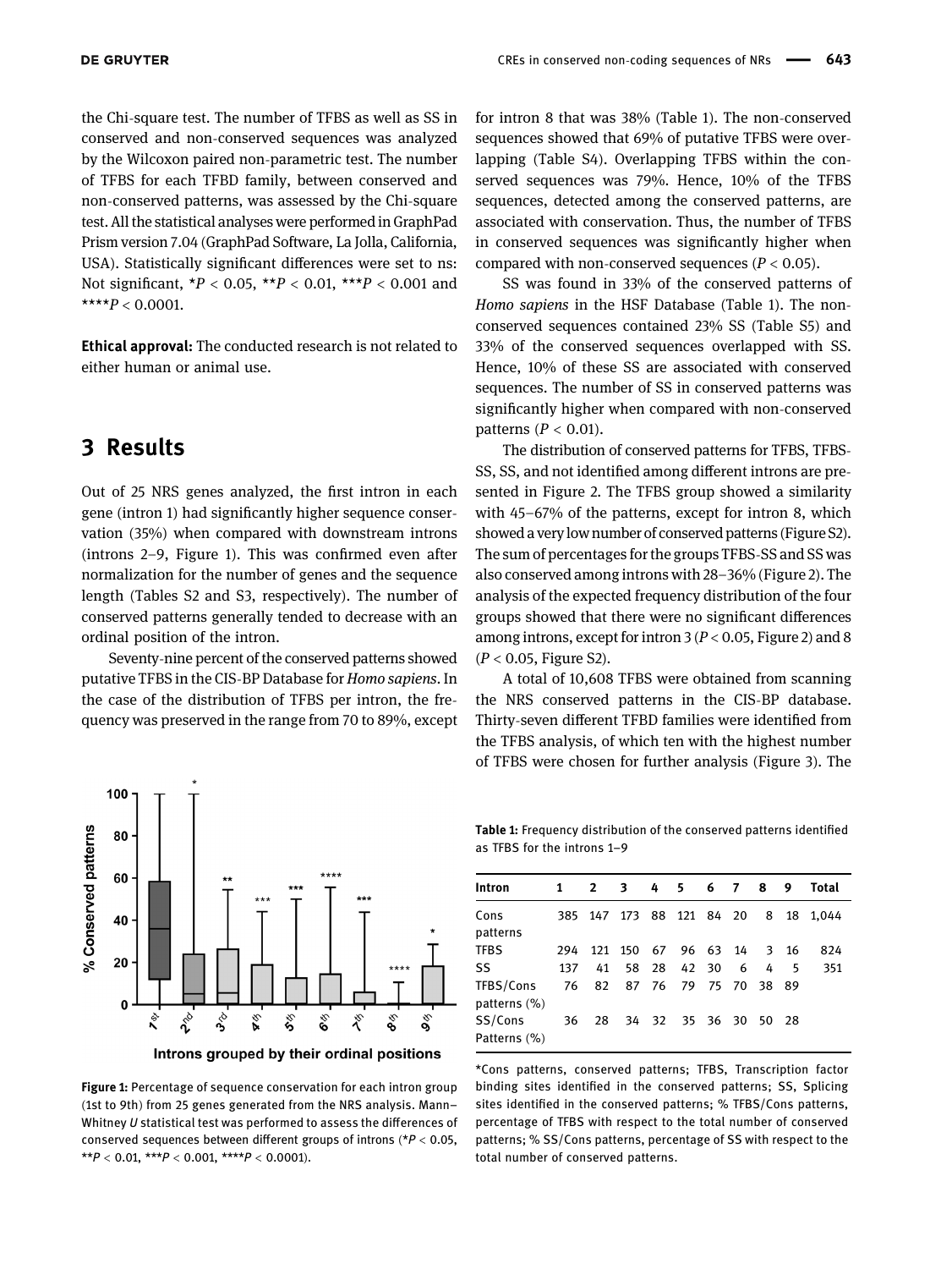the Chi-square test. The number of TFBS as well as SS in conserved and non-conserved sequences was analyzed by the Wilcoxon paired non-parametric test. The number of TFBS for each TFBD family, between conserved and non-conserved patterns, was assessed by the Chi-square test. All the statistical analyses were performed in GraphPad Prism version 7.04 (GraphPad Software, La Jolla, California, USA). Statistically significant differences were set to ns: Not significant, $*P < 0.05$, $**P < 0.01$, $***P < 0.001$ and $****P < 0.0001$.

**Ethical approval:** The conducted research is not related to either human or animal use.

## 3 Results

Out of 25 NRS genes analyzed, the first intron in each gene (intron 1) had significantly higher sequence conservation (35%) when compared with downstream introns (introns 2–9, Figure 1). This was confirmed even after normalization for the number of genes and the sequence length (Tables S2 and S3, respectively). The number of conserved patterns generally tended to decrease with an ordinal position of the intron.

Seventy-nine percent of the conserved patterns showed putative TFBS in the CIS-BP Database for *Homo sapiens*. In the case of the distribution of TFBS per intron, the frequency was preserved in the range from 70 to 89%, except for intron 8 that was 38% (Table 1). The non-conserved sequences showed that 69% of putative TFBS were overlapping (Table S4). Overlapping TFBS within the conserved sequences was 79%. Hence, 10% of the TFBS sequences, detected among the conserved patterns, are associated with conservation. Thus, the number of TFBS in conserved sequences was significantly higher when compared with non-conserved sequences ($P < 0.05$).

SS was found in 33% of the conserved patterns of *Homo sapiens* in the HSF Database (Table 1). The non-conserved sequences contained 23% SS (Table S5) and 33% of the conserved sequences overlapped with SS. Hence, 10% of these SS are associated with conserved sequences. The number of SS in conserved patterns was significantly higher when compared with non-conserved patterns ($P < 0.01$).

The distribution of conserved patterns for TFBS, TFBS-SS, SS, and not identified among different introns are presented in Figure 2. The TFBS group showed a similarity with 45–67% of the patterns, except for intron 8, which showed a very low number of conserved patterns (Figure S2). The sum of percentages for the groups TFBS-SS and SS was also conserved among introns with 28–36% (Figure 2). The analysis of the expected frequency distribution of the four groups showed that there were no significant differences among introns, except for intron 3 ($P < 0.05$, Figure 2) and 8 ($P < 0.05$, Figure S2).

A total of 10,608 TFBS were obtained from scanning the NRS conserved patterns in the CIS-BP database. Thirty-seven different TFBD families were identified from the TFBS analysis, of which ten with the highest number of TFBS were chosen for further analysis (Figure 3). The

**Figure 1:** Percentage of sequence conservation for each intron group (1st to 9th) from 25 genes generated from the NRS analysis. Mann–Whitney *U* statistical test was performed to assess the differences of conserved sequences between different groups of introns ($*P < 0.05$, $**P < 0.01$, $***P < 0.001$, $****P < 0.0001$).

**Table 1:** Frequency distribution of the conserved patterns identified as TFBS for the introns 1–9

| Intron | 1 | 2 | 3 | 4 | 5 | 6 | 7 | 8 | 9 | Total |
|---|---|---|---|---|---|---|---|---|---|---|
| Cons patterns | 385 | 147 | 173 | 88 | 121 | 84 | 20 | 8 | 18 | 1,044 |
| TFBS | 294 | 121 | 150 | 67 | 96 | 63 | 14 | 3 | 16 | 824 |
| SS | 137 | 41 | 58 | 28 | 42 | 30 | 6 | 4 | 5 | 351 |
| TFBS/Cons patterns (%) | 76 | 82 | 87 | 76 | 79 | 75 | 70 | 38 | 89 | |
| SS/Cons Patterns (%) | 36 | 28 | 34 | 32 | 35 | 36 | 30 | 50 | 28 | |

*Cons patterns, conserved patterns; TFBS, Transcription factor binding sites identified in the conserved patterns; SS, Splicing sites identified in the conserved patterns; % TFBS/Cons patterns, percentage of TFBS with respect to the total number of conserved patterns; % SS/Cons patterns, percentage of SS with respect to the total number of conserved patterns.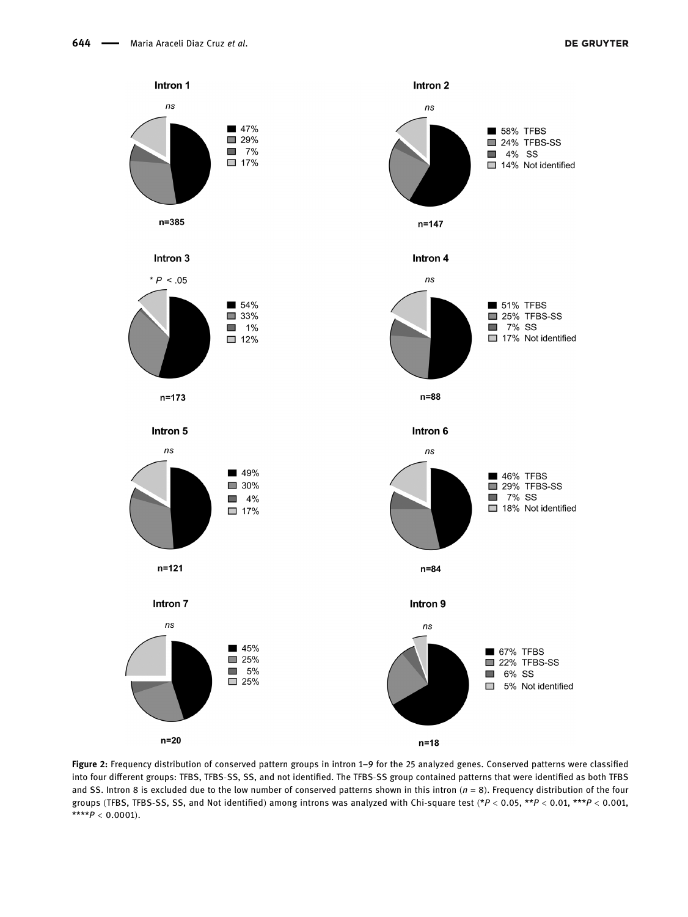**Intron 1**

*ns*

- 47%
- 29%
- 7%
- 17%

n=385

**Intron 2**

*ns*

- 58% TFBS
- 24% TFBS-SS
- 4% SS
- 14% Not identified

n=147

**Intron 3**

* $P < .05$

- 54%
- 33%
- 1%
- 12%

n=173

**Intron 4**

*ns*

- 51% TFBS
- 25% TFBS-SS
- 7% SS
- 17% Not identified

n=88

**Intron 5**

*ns*

- 49%
- 30%
- 4%
- 17%

n=121

**Intron 6**

*ns*

- 46% TFBS
- 29% TFBS-SS
- 7% SS
- 18% Not identified

n=84

**Intron 7**

*ns*

- 45%
- 25%
- 5%
- 25%

n=20

**Intron 9**

*ns*

- 67% TFBS
- 22% TFBS-SS
- 6% SS
- 5% Not identified

n=18

**Figure 2:** Frequency distribution of conserved pattern groups in intron 1–9 for the 25 analyzed genes. Conserved patterns were classified into four different groups: TFBS, TFBS-SS, SS, and not identified. The TFBS-SS group contained patterns that were identified as both TFBS and SS. Intron 8 is excluded due to the low number of conserved patterns shown in this intron ($n = 8$). Frequency distribution of the four groups (TFBS, TFBS-SS, SS, and Not identified) among introns was analyzed with Chi-square test (* $P < 0.05$, ** $P < 0.01$, *** $P < 0.001$, **** $P < 0.0001$).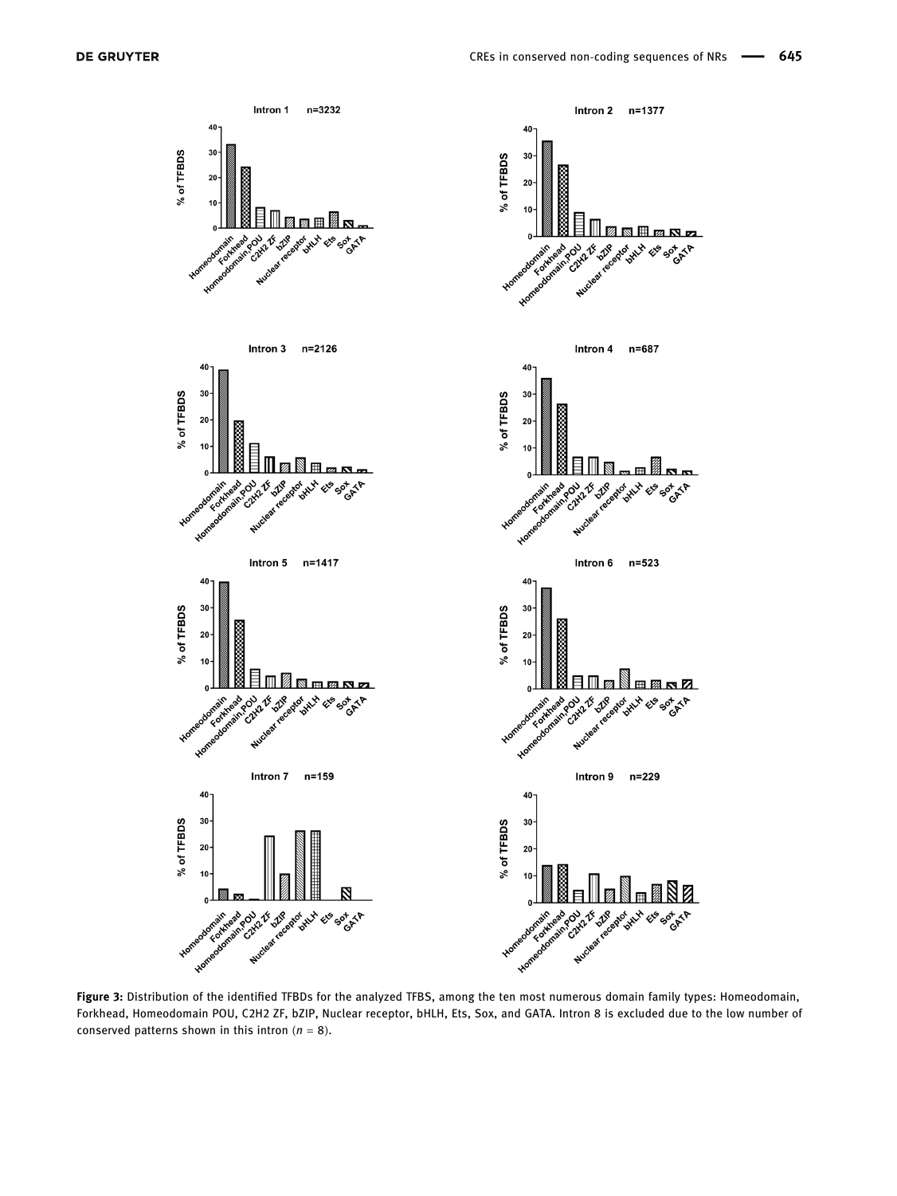**Figure 3:** Distribution of the identified TFBDs for the analyzed TFBS, among the ten most numerous domain family types: Homeodomain, Forkhead, Homeodomain POU, C2H2 ZF, bZIP, Nuclear receptor, bHLH, Ets, Sox, and GATA. Intron 8 is excluded due to the low number of conserved patterns shown in this intron ($n = 8$).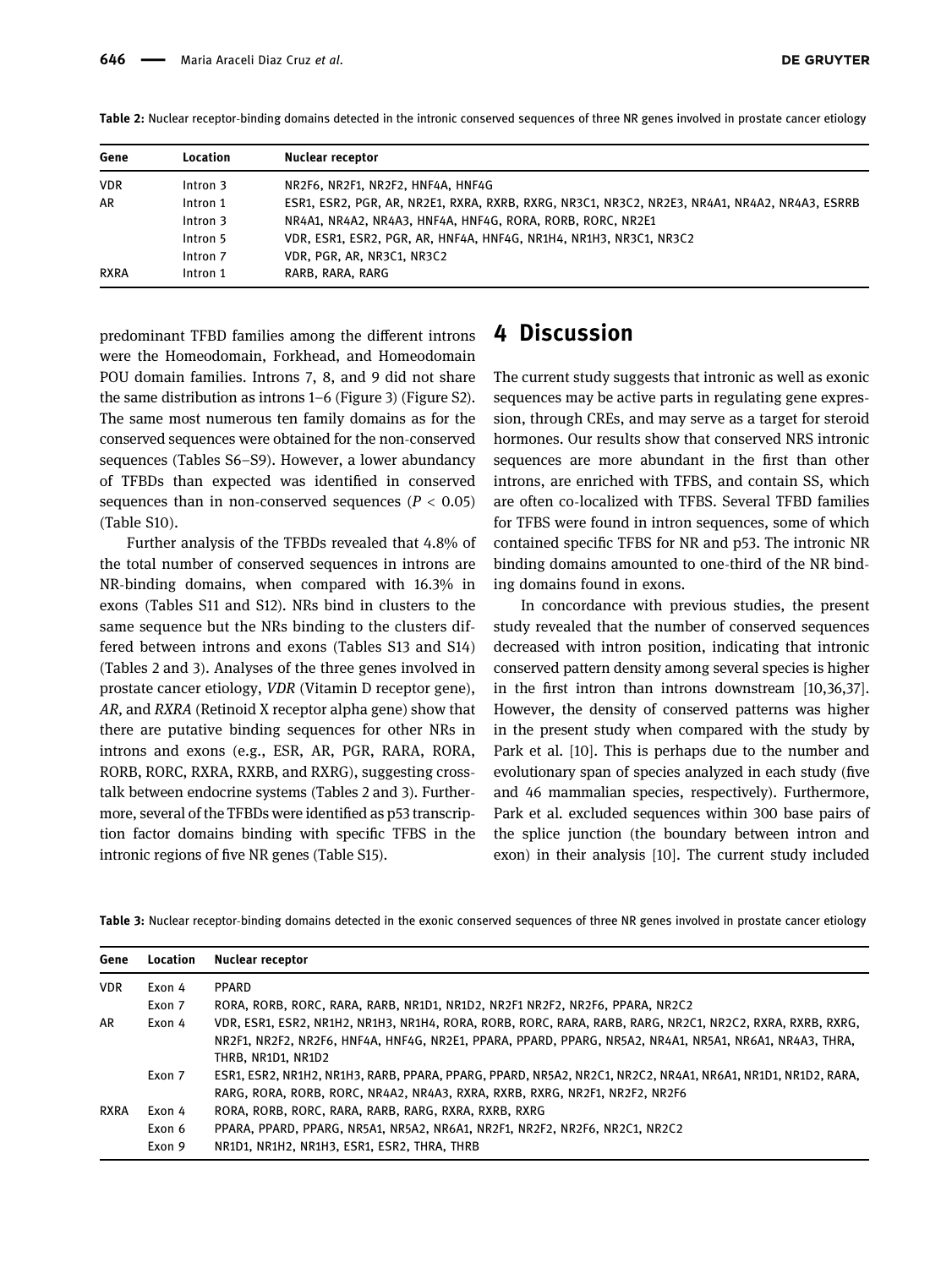Table 2: Nuclear receptor-binding domains detected in the intronic conserved sequences of three NR genes involved in prostate cancer etiology

| Gene | Location | Nuclear receptor |
|---|---|---|
| VDR | Intron 3 | NR2F6, NR2F1, NR2F2, HNF4A, HNF4G |
| AR | Intron 1 | ESR1, ESR2, PGR, AR, NR2E1, RXRA, RXRB, RXRG, NR3C1, NR3C2, NR2E3, NR4A1, NR4A2, NR4A3, ESRRB |
| | Intron 3 | NR4A1, NR4A2, NR4A3, HNF4A, HNF4G, RORA, RORB, RORC, NR2E1 |
| | Intron 5 | VDR, ESR1, ESR2, PGR, AR, HNF4A, HNF4G, NR1H4, NR1H3, NR3C1, NR3C2 |
| | Intron 7 | VDR, PGR, AR, NR3C1, NR3C2 |
| RXRA | Intron 1 | RARB, RARA, RARG |

predominant TFBD families among the different introns were the Homeodomain, Forkhead, and Homeodomain POU domain families. Introns 7, 8, and 9 did not share the same distribution as introns 1–6 (Figure 3) (Figure S2). The same most numerous ten family domains as for the conserved sequences were obtained for the non-conserved sequences (Tables S6–S9). However, a lower abundancy of TFBDs than expected was identified in conserved sequences than in non-conserved sequences ($P < 0.05$) (Table S10).

Further analysis of the TFBDs revealed that 4.8% of the total number of conserved sequences in introns are NR-binding domains, when compared with 16.3% in exons (Tables S11 and S12). NRs bind in clusters to the same sequence but the NRs binding to the clusters differed between introns and exons (Tables S13 and S14) (Tables 2 and 3). Analyses of the three genes involved in prostate cancer etiology, *VDR* (Vitamin D receptor gene), *AR,* and *RXRA* (Retinoid X receptor alpha gene) show that there are putative binding sequences for other NRs in introns and exons (e.g., ESR, AR, PGR, RARA, RORA, RORB, RORC, RXRA, RXRB, and RXRG), suggesting crosstalk between endocrine systems (Tables 2 and 3). Furthermore, several of the TFBDs were identified as p53 transcription factor domains binding with specific TFBS in the intronic regions of five NR genes (Table S15).

# 4 Discussion

The current study suggests that intronic as well as exonic sequences may be active parts in regulating gene expression, through CREs, and may serve as a target for steroid hormones. Our results show that conserved NRS intronic sequences are more abundant in the first than other introns, are enriched with TFBS, and contain SS, which are often co-localized with TFBS. Several TFBD families for TFBS were found in intron sequences, some of which contained specific TFBS for NR and p53. The intronic NR binding domains amounted to one-third of the NR binding domains found in exons.

In concordance with previous studies, the present study revealed that the number of conserved sequences decreased with intron position, indicating that intronic conserved pattern density among several species is higher in the first intron than introns downstream [10,36,37]. However, the density of conserved patterns was higher in the present study when compared with the study by Park et al. [10]. This is perhaps due to the number and evolutionary span of species analyzed in each study (five and 46 mammalian species, respectively). Furthermore, Park et al. excluded sequences within 300 base pairs of the splice junction (the boundary between intron and exon) in their analysis [10]. The current study included

Table 3: Nuclear receptor-binding domains detected in the exonic conserved sequences of three NR genes involved in prostate cancer etiology

| Gene | Location | Nuclear receptor |
|---|---|---|
| VDR | Exon 4 | PPARD |
| | Exon 7 | RORA, RORB, RORC, RARA, RARB, NR1D1, NR1D2, NR2F1 NR2F2, NR2F6, PPARA, NR2C2 |
| AR | Exon 4 | VDR, ESR1, ESR2, NR1H2, NR1H3, NR1H4, RORA, RORB, RORC, RARA, RARB, RARG, NR2C1, NR2C2, RXRA, RXRB, RXRG, NR2F1, NR2F2, NR2F6, HNF4A, HNF4G, NR2E1, PPARA, PPARD, PPARG, NR5A2, NR4A1, NR5A1, NR6A1, NR4A3, THRA, THRB, NR1D1, NR1D2 |
| | Exon 7 | ESR1, ESR2, NR1H2, NR1H3, RARB, PPARA, PPARG, PPARD, NR5A2, NR2C1, NR2C2, NR4A1, NR6A1, NR1D1, NR1D2, RARA, RARG, RORA, RORB, RORC, NR4A2, NR4A3, RXRA, RXRB, RXRG, NR2F1, NR2F2, NR2F6 |
| RXRA | Exon 4 | RORA, RORB, RORC, RARA, RARB, RARG, RXRA, RXRB, RXRG |
| | Exon 6 | PPARA, PPARD, PPARG, NR5A1, NR5A2, NR6A1, NR2F1, NR2F2, NR2F6, NR2C1, NR2C2 |
| | Exon 9 | NR1D1, NR1H2, NR1H3, ESR1, ESR2, THRA, THRB |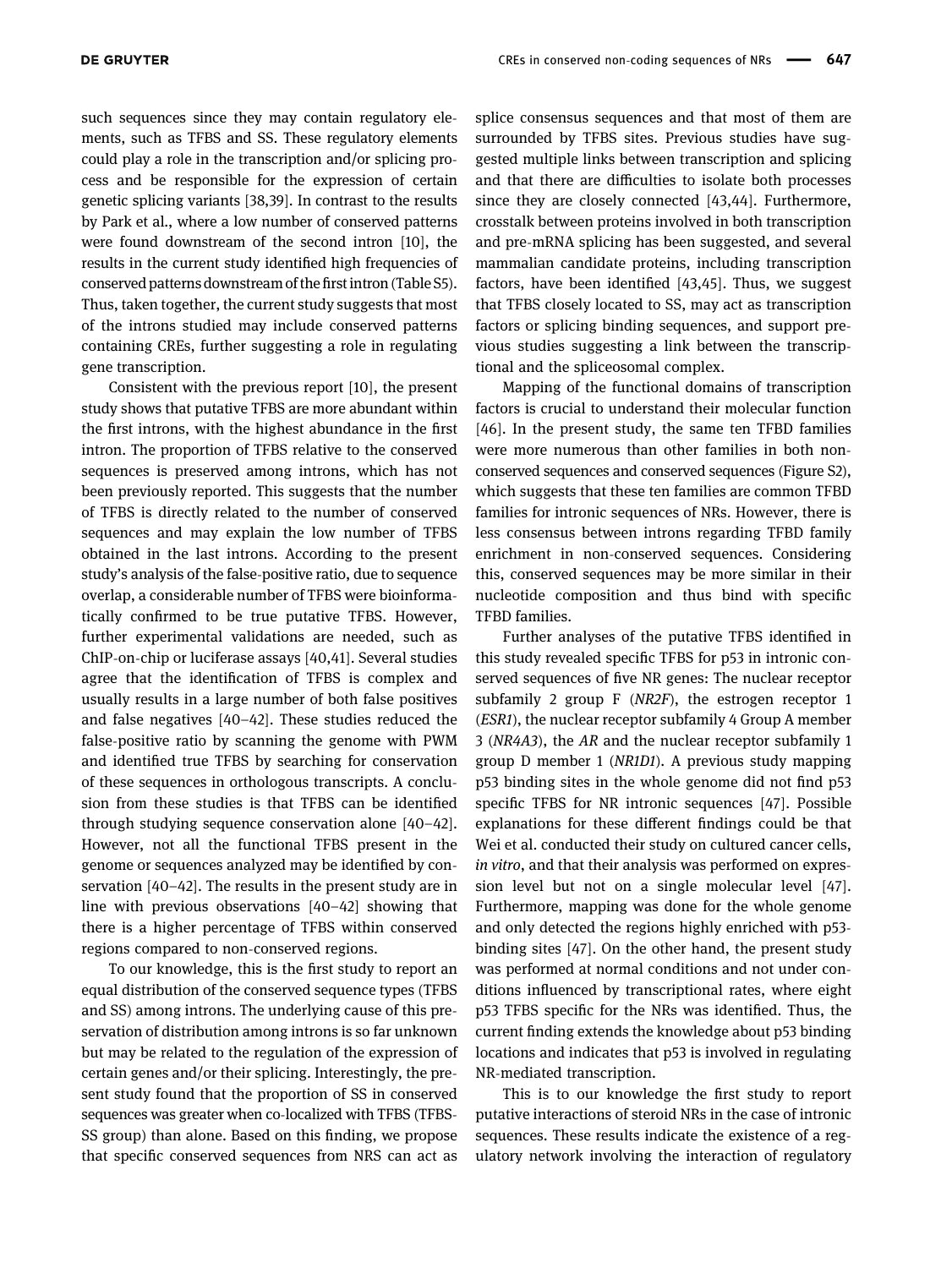such sequences since they may contain regulatory elements, such as TFBS and SS. These regulatory elements could play a role in the transcription and/or splicing process and be responsible for the expression of certain genetic splicing variants [38,39]. In contrast to the results by Park et al., where a low number of conserved patterns were found downstream of the second intron [10], the results in the current study identified high frequencies of conserved patterns downstream of the first intron (Table S5). Thus, taken together, the current study suggests that most of the introns studied may include conserved patterns containing CREs, further suggesting a role in regulating gene transcription.

Consistent with the previous report [10], the present study shows that putative TFBS are more abundant within the first introns, with the highest abundance in the first intron. The proportion of TFBS relative to the conserved sequences is preserved among introns, which has not been previously reported. This suggests that the number of TFBS is directly related to the number of conserved sequences and may explain the low number of TFBS obtained in the last introns. According to the present study's analysis of the false-positive ratio, due to sequence overlap, a considerable number of TFBS were bioinformatically confirmed to be true putative TFBS. However, further experimental validations are needed, such as ChIP-on-chip or luciferase assays [40,41]. Several studies agree that the identification of TFBS is complex and usually results in a large number of both false positives and false negatives [40–42]. These studies reduced the false-positive ratio by scanning the genome with PWM and identified true TFBS by searching for conservation of these sequences in orthologous transcripts. A conclusion from these studies is that TFBS can be identified through studying sequence conservation alone [40–42]. However, not all the functional TFBS present in the genome or sequences analyzed may be identified by conservation [40–42]. The results in the present study are in line with previous observations [40–42] showing that there is a higher percentage of TFBS within conserved regions compared to non-conserved regions.

To our knowledge, this is the first study to report an equal distribution of the conserved sequence types (TFBS and SS) among introns. The underlying cause of this preservation of distribution among introns is so far unknown but may be related to the regulation of the expression of certain genes and/or their splicing. Interestingly, the present study found that the proportion of SS in conserved sequences was greater when co-localized with TFBS (TFBS-SS group) than alone. Based on this finding, we propose that specific conserved sequences from NRS can act as splice consensus sequences and that most of them are surrounded by TFBS sites. Previous studies have suggested multiple links between transcription and splicing and that there are difficulties to isolate both processes since they are closely connected [43,44]. Furthermore, crosstalk between proteins involved in both transcription and pre-mRNA splicing has been suggested, and several mammalian candidate proteins, including transcription factors, have been identified [43,45]. Thus, we suggest that TFBS closely located to SS, may act as transcription factors or splicing binding sequences, and support previous studies suggesting a link between the transcriptional and the spliceosomal complex.

Mapping of the functional domains of transcription factors is crucial to understand their molecular function [46]. In the present study, the same ten TFBD families were more numerous than other families in both non-conserved sequences and conserved sequences (Figure S2), which suggests that these ten families are common TFBD families for intronic sequences of NRs. However, there is less consensus between introns regarding TFBD family enrichment in non-conserved sequences. Considering this, conserved sequences may be more similar in their nucleotide composition and thus bind with specific TFBD families.

Further analyses of the putative TFBS identified in this study revealed specific TFBS for p53 in intronic conserved sequences of five NR genes: The nuclear receptor subfamily 2 group F (*NR2F*), the estrogen receptor 1 (*ESR1*), the nuclear receptor subfamily 4 Group A member 3 (*NR4A3*), the *AR* and the nuclear receptor subfamily 1 group D member 1 (*NR1D1*). A previous study mapping p53 binding sites in the whole genome did not find p53 specific TFBS for NR intronic sequences [47]. Possible explanations for these different findings could be that Wei et al. conducted their study on cultured cancer cells, *in vitro*, and that their analysis was performed on expression level but not on a single molecular level [47]. Furthermore, mapping was done for the whole genome and only detected the regions highly enriched with p53-binding sites [47]. On the other hand, the present study was performed at normal conditions and not under conditions influenced by transcriptional rates, where eight p53 TFBS specific for the NRs was identified. Thus, the current finding extends the knowledge about p53 binding locations and indicates that p53 is involved in regulating NR-mediated transcription.

This is to our knowledge the first study to report putative interactions of steroid NRs in the case of intronic sequences. These results indicate the existence of a regulatory network involving the interaction of regulatory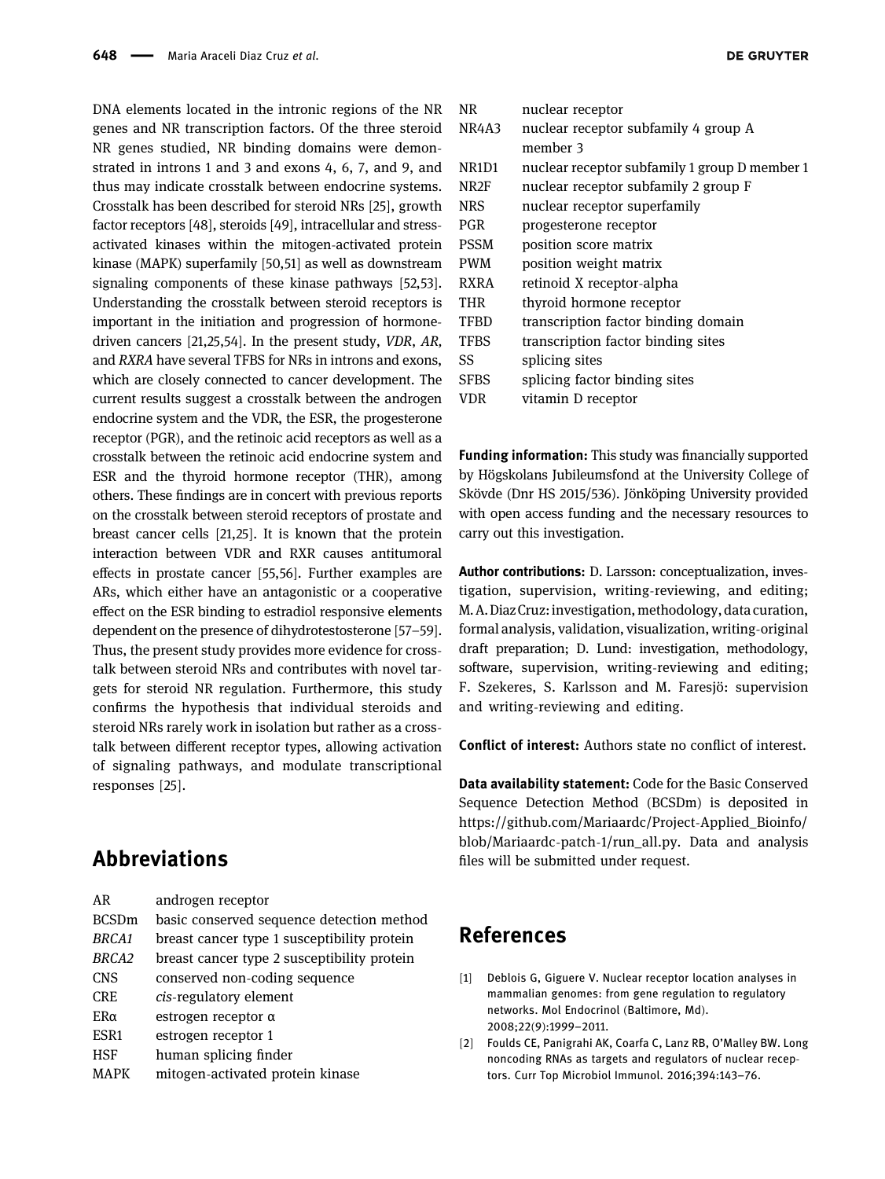DNA elements located in the intronic regions of the NR genes and NR transcription factors. Of the three steroid NR genes studied, NR binding domains were demonstrated in introns 1 and 3 and exons 4, 6, 7, and 9, and thus may indicate crosstalk between endocrine systems. Crosstalk has been described for steroid NRs [25], growth factor receptors [48], steroids [49], intracellular and stress-activated kinases within the mitogen-activated protein kinase (MAPK) superfamily [50,51] as well as downstream signaling components of these kinase pathways [52,53]. Understanding the crosstalk between steroid receptors is important in the initiation and progression of hormone-driven cancers [21,25,54]. In the present study, *VDR*, *AR*, and *RXRA* have several TFBS for NRs in introns and exons, which are closely connected to cancer development. The current results suggest a crosstalk between the androgen endocrine system and the VDR, the ESR, the progesterone receptor (PGR), and the retinoic acid receptors as well as a crosstalk between the retinoic acid endocrine system and ESR and the thyroid hormone receptor (THR), among others. These findings are in concert with previous reports on the crosstalk between steroid receptors of prostate and breast cancer cells [21,25]. It is known that the protein interaction between VDR and RXR causes antitumoral effects in prostate cancer [55,56]. Further examples are ARs, which either have an antagonistic or a cooperative effect on the ESR binding to estradiol responsive elements dependent on the presence of dihydrotestosterone [57–59]. Thus, the present study provides more evidence for crosstalk between steroid NRs and contributes with novel targets for steroid NR regulation. Furthermore, this study confirms the hypothesis that individual steroids and steroid NRs rarely work in isolation but rather as a crosstalk between different receptor types, allowing activation of signaling pathways, and modulate transcriptional responses [25].

## Abbreviations

| | |
|---|---|
| AR | androgen receptor |
| BCSDm | basic conserved sequence detection method |
| *BRCA1* | breast cancer type 1 susceptibility protein |
| *BRCA2* | breast cancer type 2 susceptibility protein |
| CNS | conserved non-coding sequence |
| CRE | *cis*-regulatory element |
| ERα | estrogen receptor α |
| ESR1 | estrogen receptor 1 |
| HSF | human splicing finder |
| MAPK | mitogen-activated protein kinase |
| NR | nuclear receptor |
| NR4A3 | nuclear receptor subfamily 4 group A member 3 |
| NR1D1 | nuclear receptor subfamily 1 group D member 1 |
| NR2F | nuclear receptor subfamily 2 group F |
| NRS | nuclear receptor superfamily |
| PGR | progesterone receptor |
| PSSM | position score matrix |
| PWM | position weight matrix |
| RXRA | retinoid X receptor-alpha |
| THR | thyroid hormone receptor |
| TFBD | transcription factor binding domain |
| TFBS | transcription factor binding sites |
| SS | splicing sites |
| SFBS | splicing factor binding sites |
| VDR | vitamin D receptor |

**Funding information:** This study was financially supported by Högskolans Jubileumsfond at the University College of Skövde (Dnr HS 2015/536). Jönköping University provided with open access funding and the necessary resources to carry out this investigation.

**Author contributions:** D. Larsson: conceptualization, investigation, supervision, writing-reviewing, and editing; M. A. Diaz Cruz: investigation, methodology, data curation, formal analysis, validation, visualization, writing-original draft preparation; D. Lund: investigation, methodology, software, supervision, writing-reviewing and editing; F. Szekeres, S. Karlsson and M. Faresjö: supervision and writing-reviewing and editing.

**Conflict of interest:** Authors state no conflict of interest.

**Data availability statement:** Code for the Basic Conserved Sequence Detection Method (BCSDm) is deposited in https://github.com/Mariaardc/Project-Applied_Bioinfo/blob/Mariaardc-patch-1/run_all.py. Data and analysis files will be submitted under request.

## References

[1] Deblois G, Giguere V. Nuclear receptor location analyses in mammalian genomes: from gene regulation to regulatory networks. Mol Endocrinol (Baltimore, Md). 2008;22(9):1999–2011.

[2] Foulds CE, Panigrahi AK, Coarfa C, Lanz RB, O'Malley BW. Long noncoding RNAs as targets and regulators of nuclear receptors. Curr Top Microbiol Immunol. 2016;394:143–76.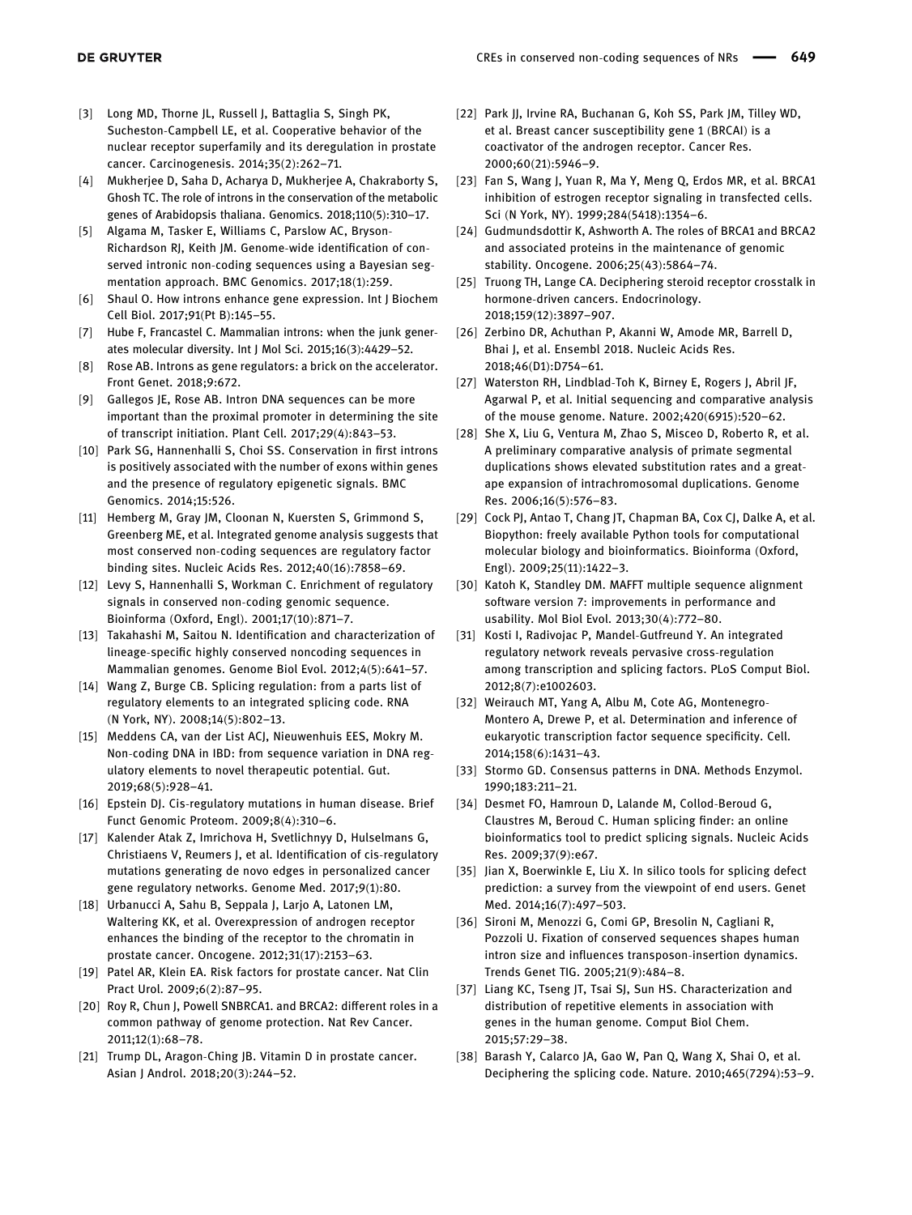[3] Long MD, Thorne JL, Russell J, Battaglia S, Singh PK, Sucheston-Campbell LE, et al. Cooperative behavior of the nuclear receptor superfamily and its deregulation in prostate cancer. Carcinogenesis. 2014;35(2):262–71.

[4] Mukherjee D, Saha D, Acharya D, Mukherjee A, Chakraborty S, Ghosh TC. The role of introns in the conservation of the metabolic genes of Arabidopsis thaliana. Genomics. 2018;110(5):310–17.

[5] Algama M, Tasker E, Williams C, Parslow AC, Bryson-Richardson RJ, Keith JM. Genome-wide identification of conserved intronic non-coding sequences using a Bayesian segmentation approach. BMC Genomics. 2017;18(1):259.

[6] Shaul O. How introns enhance gene expression. Int J Biochem Cell Biol. 2017;91(Pt B):145–55.

[7] Hube F, Francastel C. Mammalian introns: when the junk generates molecular diversity. Int J Mol Sci. 2015;16(3):4429–52.

[8] Rose AB. Introns as gene regulators: a brick on the accelerator. Front Genet. 2018;9:672.

[9] Gallegos JE, Rose AB. Intron DNA sequences can be more important than the proximal promoter in determining the site of transcript initiation. Plant Cell. 2017;29(4):843–53.

[10] Park SG, Hannenhalli S, Choi SS. Conservation in first introns is positively associated with the number of exons within genes and the presence of regulatory epigenetic signals. BMC Genomics. 2014;15:526.

[11] Hemberg M, Gray JM, Cloonan N, Kuersten S, Grimmond S, Greenberg ME, et al. Integrated genome analysis suggests that most conserved non-coding sequences are regulatory factor binding sites. Nucleic Acids Res. 2012;40(16):7858–69.

[12] Levy S, Hannenhalli S, Workman C. Enrichment of regulatory signals in conserved non-coding genomic sequence. Bioinforma (Oxford, Engl). 2001;17(10):871–7.

[13] Takahashi M, Saitou N. Identification and characterization of lineage-specific highly conserved noncoding sequences in Mammalian genomes. Genome Biol Evol. 2012;4(5):641–57.

[14] Wang Z, Burge CB. Splicing regulation: from a parts list of regulatory elements to an integrated splicing code. RNA (N York, NY). 2008;14(5):802–13.

[15] Meddens CA, van der List ACJ, Nieuwenhuis EES, Mokry M. Non-coding DNA in IBD: from sequence variation in DNA regulatory elements to novel therapeutic potential. Gut. 2019;68(5):928–41.

[16] Epstein DJ. Cis-regulatory mutations in human disease. Brief Funct Genomic Proteom. 2009;8(4):310–6.

[17] Kalender Atak Z, Imrichova H, Svetlichnyy D, Hulselmans G, Christiaens V, Reumers J, et al. Identification of cis-regulatory mutations generating de novo edges in personalized cancer gene regulatory networks. Genome Med. 2017;9(1):80.

[18] Urbanucci A, Sahu B, Seppala J, Larjo A, Latonen LM, Waltering KK, et al. Overexpression of androgen receptor enhances the binding of the receptor to the chromatin in prostate cancer. Oncogene. 2012;31(17):2153–63.

[19] Patel AR, Klein EA. Risk factors for prostate cancer. Nat Clin Pract Urol. 2009;6(2):87–95.

[20] Roy R, Chun J, Powell SNBRCA1. and BRCA2: different roles in a common pathway of genome protection. Nat Rev Cancer. 2011;12(1):68–78.

[21] Trump DL, Aragon-Ching JB. Vitamin D in prostate cancer. Asian J Androl. 2018;20(3):244–52.

[22] Park JJ, Irvine RA, Buchanan G, Koh SS, Park JM, Tilley WD, et al. Breast cancer susceptibility gene 1 (BRCAI) is a coactivator of the androgen receptor. Cancer Res. 2000;60(21):5946–9.

[23] Fan S, Wang J, Yuan R, Ma Y, Meng Q, Erdos MR, et al. BRCA1 inhibition of estrogen receptor signaling in transfected cells. Sci (N York, NY). 1999;284(5418):1354–6.

[24] Gudmundsdottir K, Ashworth A. The roles of BRCA1 and BRCA2 and associated proteins in the maintenance of genomic stability. Oncogene. 2006;25(43):5864–74.

[25] Truong TH, Lange CA. Deciphering steroid receptor crosstalk in hormone-driven cancers. Endocrinology. 2018;159(12):3897–907.

[26] Zerbino DR, Achuthan P, Akanni W, Amode MR, Barrell D, Bhai J, et al. Ensembl 2018. Nucleic Acids Res. 2018;46(D1):D754–61.

[27] Waterston RH, Lindblad-Toh K, Birney E, Rogers J, Abril JF, Agarwal P, et al. Initial sequencing and comparative analysis of the mouse genome. Nature. 2002;420(6915):520–62.

[28] She X, Liu G, Ventura M, Zhao S, Misceo D, Roberto R, et al. A preliminary comparative analysis of primate segmental duplications shows elevated substitution rates and a great-ape expansion of intrachromosomal duplications. Genome Res. 2006;16(5):576–83.

[29] Cock PJ, Antao T, Chang JT, Chapman BA, Cox CJ, Dalke A, et al. Biopython: freely available Python tools for computational molecular biology and bioinformatics. Bioinforma (Oxford, Engl). 2009;25(11):1422–3.

[30] Katoh K, Standley DM. MAFFT multiple sequence alignment software version 7: improvements in performance and usability. Mol Biol Evol. 2013;30(4):772–80.

[31] Kosti I, Radivojac P, Mandel-Gutfreund Y. An integrated regulatory network reveals pervasive cross-regulation among transcription and splicing factors. PLoS Comput Biol. 2012;8(7):e1002603.

[32] Weirauch MT, Yang A, Albu M, Cote AG, Montenegro-Montero A, Drewe P, et al. Determination and inference of eukaryotic transcription factor sequence specificity. Cell. 2014;158(6):1431–43.

[33] Stormo GD. Consensus patterns in DNA. Methods Enzymol. 1990;183:211–21.

[34] Desmet FO, Hamroun D, Lalande M, Collod-Beroud G, Claustres M, Beroud C. Human splicing finder: an online bioinformatics tool to predict splicing signals. Nucleic Acids Res. 2009;37(9):e67.

[35] Jian X, Boerwinkle E, Liu X. In silico tools for splicing defect prediction: a survey from the viewpoint of end users. Genet Med. 2014;16(7):497–503.

[36] Sironi M, Menozzi G, Comi GP, Bresolin N, Cagliani R, Pozzoli U. Fixation of conserved sequences shapes human intron size and influences transposon-insertion dynamics. Trends Genet TIG. 2005;21(9):484–8.

[37] Liang KC, Tseng JT, Tsai SJ, Sun HS. Characterization and distribution of repetitive elements in association with genes in the human genome. Comput Biol Chem. 2015;57:29–38.

[38] Barash Y, Calarco JA, Gao W, Pan Q, Wang X, Shai O, et al. Deciphering the splicing code. Nature. 2010;465(7294):53–9.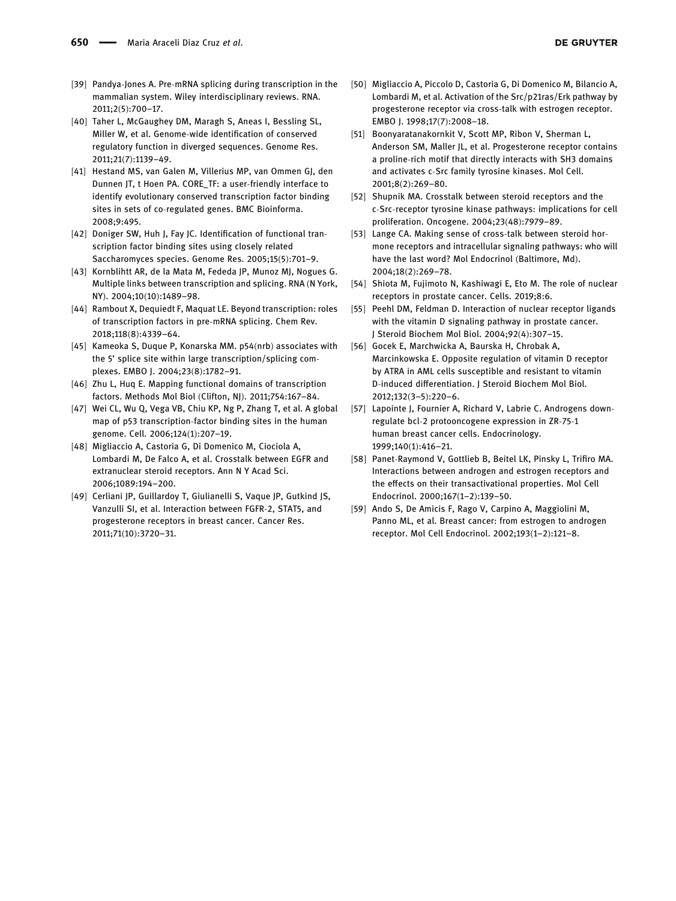[39] Pandya-Jones A. Pre-mRNA splicing during transcription in the mammalian system. Wiley interdisciplinary reviews. RNA. 2011;2(5):700–17.

[40] Taher L, McGaughey DM, Maragh S, Aneas I, Bessling SL, Miller W, et al. Genome-wide identification of conserved regulatory function in diverged sequences. Genome Res. 2011;21(7):1139–49.

[41] Hestand MS, van Galen M, Villerius MP, van Ommen GJ, den Dunnen JT, t Hoen PA. CORE_TF: a user-friendly interface to identify evolutionary conserved transcription factor binding sites in sets of co-regulated genes. BMC Bioinforma. 2008;9:495.

[42] Doniger SW, Huh J, Fay JC. Identification of functional transcription factor binding sites using closely related Saccharomyces species. Genome Res. 2005;15(5):701–9.

[43] Kornblihtt AR, de la Mata M, Fededa JP, Munoz MJ, Nogues G. Multiple links between transcription and splicing. RNA (N York, NY). 2004;10(10):1489–98.

[44] Rambout X, Dequiedt F, Maquat LE. Beyond transcription: roles of transcription factors in pre-mRNA splicing. Chem Rev. 2018;118(8):4339–64.

[45] Kameoka S, Duque P, Konarska MM. p54(nrb) associates with the 5' splice site within large transcription/splicing complexes. EMBO J. 2004;23(8):1782–91.

[46] Zhu L, Huq E. Mapping functional domains of transcription factors. Methods Mol Biol (Clifton, NJ). 2011;754:167–84.

[47] Wei CL, Wu Q, Vega VB, Chiu KP, Ng P, Zhang T, et al. A global map of p53 transcription-factor binding sites in the human genome. Cell. 2006;124(1):207–19.

[48] Migliaccio A, Castoria G, Di Domenico M, Ciociola A, Lombardi M, De Falco A, et al. Crosstalk between EGFR and extranuclear steroid receptors. Ann N Y Acad Sci. 2006;1089:194–200.

[49] Cerliani JP, Guillardoy T, Giulianelli S, Vaque JP, Gutkind JS, Vanzulli SI, et al. Interaction between FGFR-2, STAT5, and progesterone receptors in breast cancer. Cancer Res. 2011;71(10):3720–31.

[50] Migliaccio A, Piccolo D, Castoria G, Di Domenico M, Bilancio A, Lombardi M, et al. Activation of the Src/p21ras/Erk pathway by progesterone receptor via cross-talk with estrogen receptor. EMBO J. 1998;17(7):2008–18.

[51] Boonyaratanakornkit V, Scott MP, Ribon V, Sherman L, Anderson SM, Maller JL, et al. Progesterone receptor contains a proline-rich motif that directly interacts with SH3 domains and activates c-Src family tyrosine kinases. Mol Cell. 2001;8(2):269–80.

[52] Shupnik MA. Crosstalk between steroid receptors and the c-Src-receptor tyrosine kinase pathways: implications for cell proliferation. Oncogene. 2004;23(48):7979–89.

[53] Lange CA. Making sense of cross-talk between steroid hormone receptors and intracellular signaling pathways: who will have the last word? Mol Endocrinol (Baltimore, Md). 2004;18(2):269–78.

[54] Shiota M, Fujimoto N, Kashiwagi E, Eto M. The role of nuclear receptors in prostate cancer. Cells. 2019;8:6.

[55] Peehl DM, Feldman D. Interaction of nuclear receptor ligands with the vitamin D signaling pathway in prostate cancer. J Steroid Biochem Mol Biol. 2004;92(4):307–15.

[56] Gocek E, Marchwicka A, Baurska H, Chrobak A, Marcinkowska E. Opposite regulation of vitamin D receptor by ATRA in AML cells susceptible and resistant to vitamin D-induced differentiation. J Steroid Biochem Mol Biol. 2012;132(3–5):220–6.

[57] Lapointe J, Fournier A, Richard V, Labrie C. Androgens down-regulate bcl-2 protooncogene expression in ZR-75-1 human breast cancer cells. Endocrinology. 1999;140(1):416–21.

[58] Panet-Raymond V, Gottlieb B, Beitel LK, Pinsky L, Trifiro MA. Interactions between androgen and estrogen receptors and the effects on their transactivational properties. Mol Cell Endocrinol. 2000;167(1–2):139–50.

[59] Ando S, De Amicis F, Rago V, Carpino A, Maggiolini M, Panno ML, et al. Breast cancer: from estrogen to androgen receptor. Mol Cell Endocrinol. 2002;193(1–2):121–8.